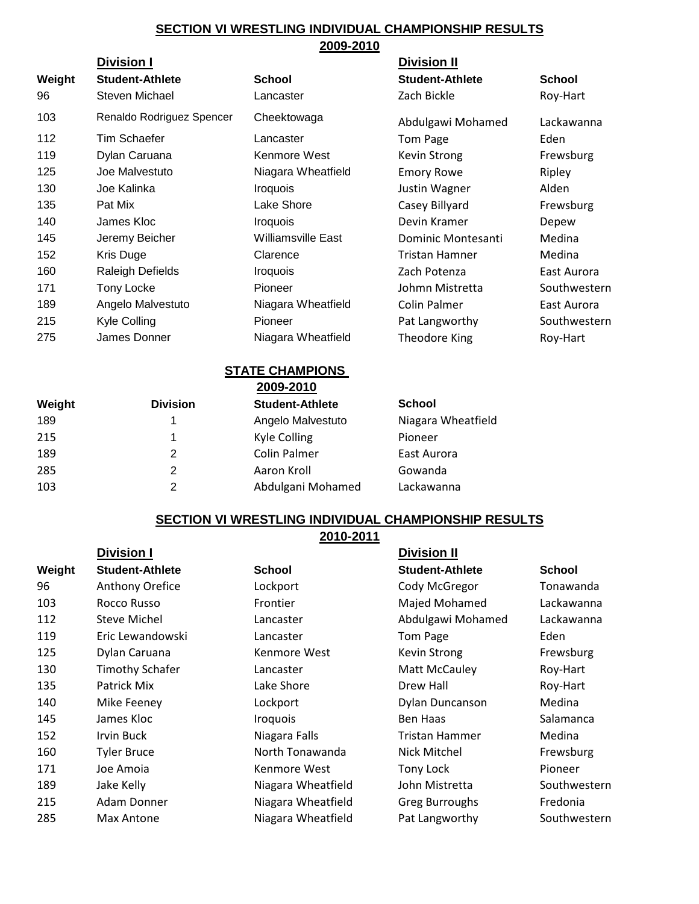## SECTION VI WRESTLING INDIVIDUAL CHAMPIONSHIP RESULTS

### 2009-2010

| | Division I | | Division II | |
|---|---|---|---|---|
| Weight | Student-Athlete | School | Student-Athlete | School |
| 96 | Steven Michael | Lancaster | Zach Bickle | Roy-Hart |
| 103 | Renaldo Rodriguez Spencer | Cheektowaga | Abdulgawi Mohamed | Lackawanna |
| 112 | Tim Schaefer | Lancaster | Tom Page | Eden |
| 119 | Dylan Caruana | Kenmore West | Kevin Strong | Frewsburg |
| 125 | Joe Malvestuto | Niagara Wheatfield | Emory Rowe | Ripley |
| 130 | Joe Kalinka | Iroquois | Justin Wagner | Alden |
| 135 | Pat Mix | Lake Shore | Casey Billyard | Frewsburg |
| 140 | James Kloc | Iroquois | Devin Kramer | Depew |
| 145 | Jeremy Beicher | Williamsville East | Dominic Montesanti | Medina |
| 152 | Kris Duge | Clarence | Tristan Hamner | Medina |
| 160 | Raleigh Defields | Iroquois | Zach Potenza | East Aurora |
| 171 | Tony Locke | Pioneer | Johmn Mistretta | Southwestern |
| 189 | Angelo Malvestuto | Niagara Wheatfield | Colin Palmer | East Aurora |
| 215 | Kyle Colling | Pioneer | Pat Langworthy | Southwestern |
| 275 | James Donner | Niagara Wheatfield | Theodore King | Roy-Hart |

## STATE CHAMPIONS

### 2009-2010

| Weight | Division | Student-Athlete | School |
|---|---|---|---|
| 189 | 1 | Angelo Malvestuto | Niagara Wheatfield |
| 215 | 1 | Kyle Colling | Pioneer |
| 189 | 2 | Colin Palmer | East Aurora |
| 285 | 2 | Aaron Kroll | Gowanda |
| 103 | 2 | Abdulgani Mohamed | Lackawanna |

## SECTION VI WRESTLING INDIVIDUAL CHAMPIONSHIP RESULTS

### 2010-2011

| | Division I | | Division II | |
|---|---|---|---|---|
| Weight | Student-Athlete | School | Student-Athlete | School |
| 96 | Anthony Orefice | Lockport | Cody McGregor | Tonawanda |
| 103 | Rocco Russo | Frontier | Majed Mohamed | Lackawanna |
| 112 | Steve Michel | Lancaster | Abdulgawi Mohamed | Lackawanna |
| 119 | Eric Lewandowski | Lancaster | Tom Page | Eden |
| 125 | Dylan Caruana | Kenmore West | Kevin Strong | Frewsburg |
| 130 | Timothy Schafer | Lancaster | Matt McCauley | Roy-Hart |
| 135 | Patrick Mix | Lake Shore | Drew Hall | Roy-Hart |
| 140 | Mike Feeney | Lockport | Dylan Duncanson | Medina |
| 145 | James Kloc | Iroquois | Ben Haas | Salamanca |
| 152 | Irvin Buck | Niagara Falls | Tristan Hammer | Medina |
| 160 | Tyler Bruce | North Tonawanda | Nick Mitchel | Frewsburg |
| 171 | Joe Amoia | Kenmore West | Tony Lock | Pioneer |
| 189 | Jake Kelly | Niagara Wheatfield | John Mistretta | Southwestern |
| 215 | Adam Donner | Niagara Wheatfield | Greg Burroughs | Fredonia |
| 285 | Max Antone | Niagara Wheatfield | Pat Langworthy | Southwestern |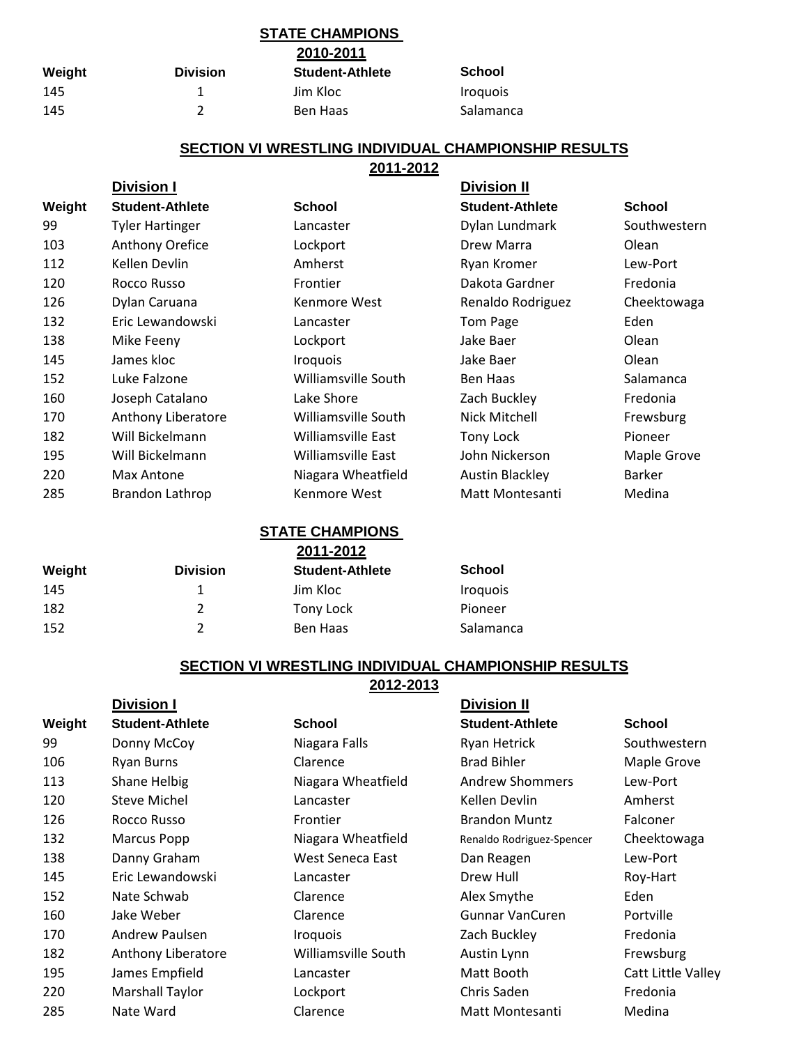## STATE CHAMPIONS

### 2010-2011

| Weight | Division | Student-Athlete | School |
|---|---|---|---|
| 145 | 1 | Jim Kloc | Iroquois |
| 145 | 2 | Ben Haas | Salamanca |

## SECTION VI WRESTLING INDIVIDUAL CHAMPIONSHIP RESULTS

### 2011-2012

| | Division I | | Division II | |
|---|---|---|---|---|
| Weight | Student-Athlete | School | Student-Athlete | School |
| 99 | Tyler Hartinger | Lancaster | Dylan Lundmark | Southwestern |
| 103 | Anthony Orefice | Lockport | Drew Marra | Olean |
| 112 | Kellen Devlin | Amherst | Ryan Kromer | Lew-Port |
| 120 | Rocco Russo | Frontier | Dakota Gardner | Fredonia |
| 126 | Dylan Caruana | Kenmore West | Renaldo Rodriguez | Cheektowaga |
| 132 | Eric Lewandowski | Lancaster | Tom Page | Eden |
| 138 | Mike Feeny | Lockport | Jake Baer | Olean |
| 145 | James kloc | Iroquois | Jake Baer | Olean |
| 152 | Luke Falzone | Williamsville South | Ben Haas | Salamanca |
| 160 | Joseph Catalano | Lake Shore | Zach Buckley | Fredonia |
| 170 | Anthony Liberatore | Williamsville South | Nick Mitchell | Frewsburg |
| 182 | Will Bickelmann | Williamsville East | Tony Lock | Pioneer |
| 195 | Will Bickelmann | Williamsville East | John Nickerson | Maple Grove |
| 220 | Max Antone | Niagara Wheatfield | Austin Blackley | Barker |
| 285 | Brandon Lathrop | Kenmore West | Matt Montesanti | Medina |

## STATE CHAMPIONS

### 2011-2012

| Weight | Division | Student-Athlete | School |
|---|---|---|---|
| 145 | 1 | Jim Kloc | Iroquois |
| 182 | 2 | Tony Lock | Pioneer |
| 152 | 2 | Ben Haas | Salamanca |

## SECTION VI WRESTLING INDIVIDUAL CHAMPIONSHIP RESULTS

### 2012-2013

| | Division I | | Division II | |
|---|---|---|---|---|
| Weight | Student-Athlete | School | Student-Athlete | School |
| 99 | Donny McCoy | Niagara Falls | Ryan Hetrick | Southwestern |
| 106 | Ryan Burns | Clarence | Brad Bihler | Maple Grove |
| 113 | Shane Helbig | Niagara Wheatfield | Andrew Shommers | Lew-Port |
| 120 | Steve Michel | Lancaster | Kellen Devlin | Amherst |
| 126 | Rocco Russo | Frontier | Brandon Muntz | Falconer |
| 132 | Marcus Popp | Niagara Wheatfield | Renaldo Rodriguez-Spencer | Cheektowaga |
| 138 | Danny Graham | West Seneca East | Dan Reagen | Lew-Port |
| 145 | Eric Lewandowski | Lancaster | Drew Hull | Roy-Hart |
| 152 | Nate Schwab | Clarence | Alex Smythe | Eden |
| 160 | Jake Weber | Clarence | Gunnar VanCuren | Portville |
| 170 | Andrew Paulsen | Iroquois | Zach Buckley | Fredonia |
| 182 | Anthony Liberatore | Williamsville South | Austin Lynn | Frewsburg |
| 195 | James Empfield | Lancaster | Matt Booth | Catt Little Valley |
| 220 | Marshall Taylor | Lockport | Chris Saden | Fredonia |
| 285 | Nate Ward | Clarence | Matt Montesanti | Medina |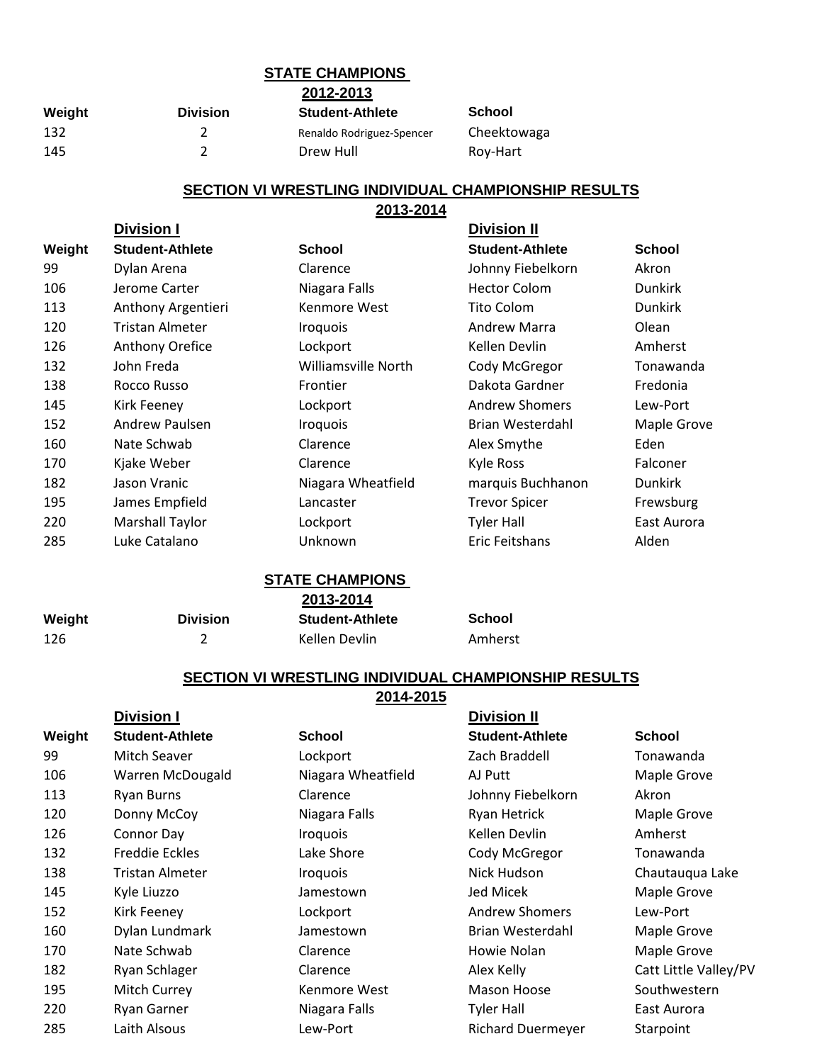## STATE CHAMPIONS

**2012-2013**

| Weight | Division | Student-Athlete | School |
|---|---|---|---|
| 132 | 2 | Renaldo Rodriguez-Spencer | Cheektowaga |
| 145 | 2 | Drew Hull | Roy-Hart |

## SECTION VI WRESTLING INDIVIDUAL CHAMPIONSHIP RESULTS

**2013-2014**

| | Division I | | Division II | |
|---|---|---|---|---|
| Weight | Student-Athlete | School | Student-Athlete | School |
| 99 | Dylan Arena | Clarence | Johnny Fiebelkorn | Akron |
| 106 | Jerome Carter | Niagara Falls | Hector Colom | Dunkirk |
| 113 | Anthony Argentieri | Kenmore West | Tito Colom | Dunkirk |
| 120 | Tristan Almeter | Iroquois | Andrew Marra | Olean |
| 126 | Anthony Orefice | Lockport | Kellen Devlin | Amherst |
| 132 | John Freda | Williamsville North | Cody McGregor | Tonawanda |
| 138 | Rocco Russo | Frontier | Dakota Gardner | Fredonia |
| 145 | Kirk Feeney | Lockport | Andrew Shomers | Lew-Port |
| 152 | Andrew Paulsen | Iroquois | Brian Westerdahl | Maple Grove |
| 160 | Nate Schwab | Clarence | Alex Smythe | Eden |
| 170 | Kjake Weber | Clarence | Kyle Ross | Falconer |
| 182 | Jason Vranic | Niagara Wheatfield | marquis Buchhanon | Dunkirk |
| 195 | James Empfield | Lancaster | Trevor Spicer | Frewsburg |
| 220 | Marshall Taylor | Lockport | Tyler Hall | East Aurora |
| 285 | Luke Catalano | Unknown | Eric Feitshans | Alden |

## STATE CHAMPIONS

**2013-2014**

| Weight | Division | Student-Athlete | School |
|---|---|---|---|
| 126 | 2 | Kellen Devlin | Amherst |

## SECTION VI WRESTLING INDIVIDUAL CHAMPIONSHIP RESULTS

**2014-2015**

| | Division I | | Division II | |
|---|---|---|---|---|
| Weight | Student-Athlete | School | Student-Athlete | School |
| 99 | Mitch Seaver | Lockport | Zach Braddell | Tonawanda |
| 106 | Warren McDougald | Niagara Wheatfield | AJ Putt | Maple Grove |
| 113 | Ryan Burns | Clarence | Johnny Fiebelkorn | Akron |
| 120 | Donny McCoy | Niagara Falls | Ryan Hetrick | Maple Grove |
| 126 | Connor Day | Iroquois | Kellen Devlin | Amherst |
| 132 | Freddie Eckles | Lake Shore | Cody McGregor | Tonawanda |
| 138 | Tristan Almeter | Iroquois | Nick Hudson | Chautauqua Lake |
| 145 | Kyle Liuzzo | Jamestown | Jed Micek | Maple Grove |
| 152 | Kirk Feeney | Lockport | Andrew Shomers | Lew-Port |
| 160 | Dylan Lundmark | Jamestown | Brian Westerdahl | Maple Grove |
| 170 | Nate Schwab | Clarence | Howie Nolan | Maple Grove |
| 182 | Ryan Schlager | Clarence | Alex Kelly | Catt Little Valley/PV |
| 195 | Mitch Currey | Kenmore West | Mason Hoose | Southwestern |
| 220 | Ryan Garner | Niagara Falls | Tyler Hall | East Aurora |
| 285 | Laith Alsous | Lew-Port | Richard Duermeyer | Starpoint |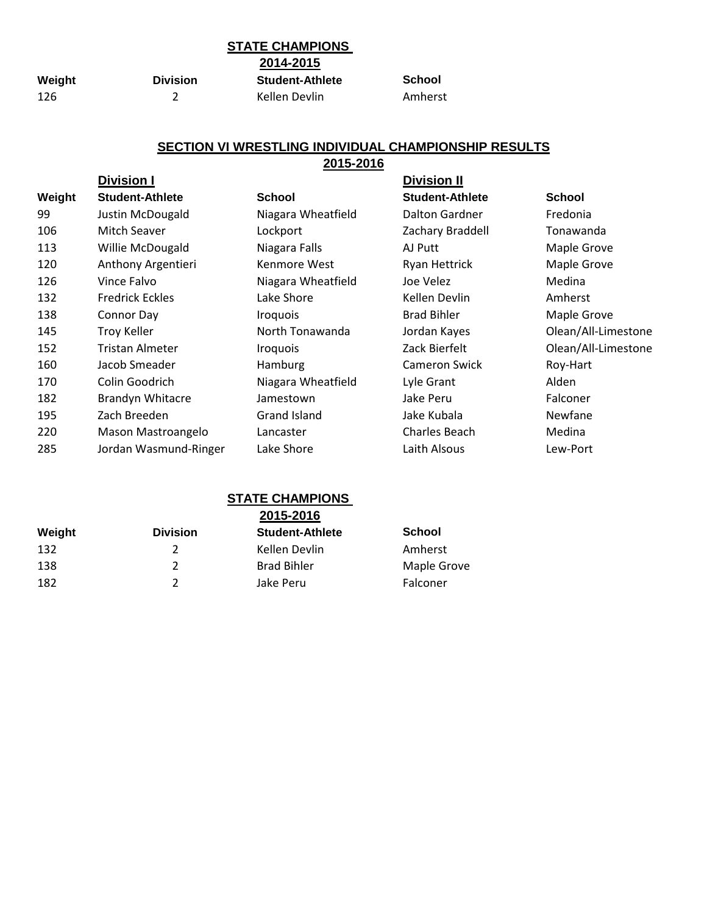**STATE CHAMPIONS**
**2014-2015**

| Weight | Division | Student-Athlete | School |
|---|---|---|---|
| 126 | 2 | Kellen Devlin | Amherst |

## SECTION VI WRESTLING INDIVIDUAL CHAMPIONSHIP RESULTS
**2015-2016**

| | Division I | | Division II | |
|---|---|---|---|---|
| **Weight** | **Student-Athlete** | **School** | **Student-Athlete** | **School** |
| 99 | Justin McDougald | Niagara Wheatfield | Dalton Gardner | Fredonia |
| 106 | Mitch Seaver | Lockport | Zachary Braddell | Tonawanda |
| 113 | Willie McDougald | Niagara Falls | AJ Putt | Maple Grove |
| 120 | Anthony Argentieri | Kenmore West | Ryan Hettrick | Maple Grove |
| 126 | Vince Falvo | Niagara Wheatfield | Joe Velez | Medina |
| 132 | Fredrick Eckles | Lake Shore | Kellen Devlin | Amherst |
| 138 | Connor Day | Iroquois | Brad Bihler | Maple Grove |
| 145 | Troy Keller | North Tonawanda | Jordan Kayes | Olean/All-Limestone |
| 152 | Tristan Almeter | Iroquois | Zack Bierfelt | Olean/All-Limestone |
| 160 | Jacob Smeader | Hamburg | Cameron Swick | Roy-Hart |
| 170 | Colin Goodrich | Niagara Wheatfield | Lyle Grant | Alden |
| 182 | Brandyn Whitacre | Jamestown | Jake Peru | Falconer |
| 195 | Zach Breeden | Grand Island | Jake Kubala | Newfane |
| 220 | Mason Mastroangelo | Lancaster | Charles Beach | Medina |
| 285 | Jordan Wasmund-Ringer | Lake Shore | Laith Alsous | Lew-Port |

**STATE CHAMPIONS**
**2015-2016**

| Weight | Division | Student-Athlete | School |
|---|---|---|---|
| 132 | 2 | Kellen Devlin | Amherst |
| 138 | 2 | Brad Bihler | Maple Grove |
| 182 | 2 | Jake Peru | Falconer |